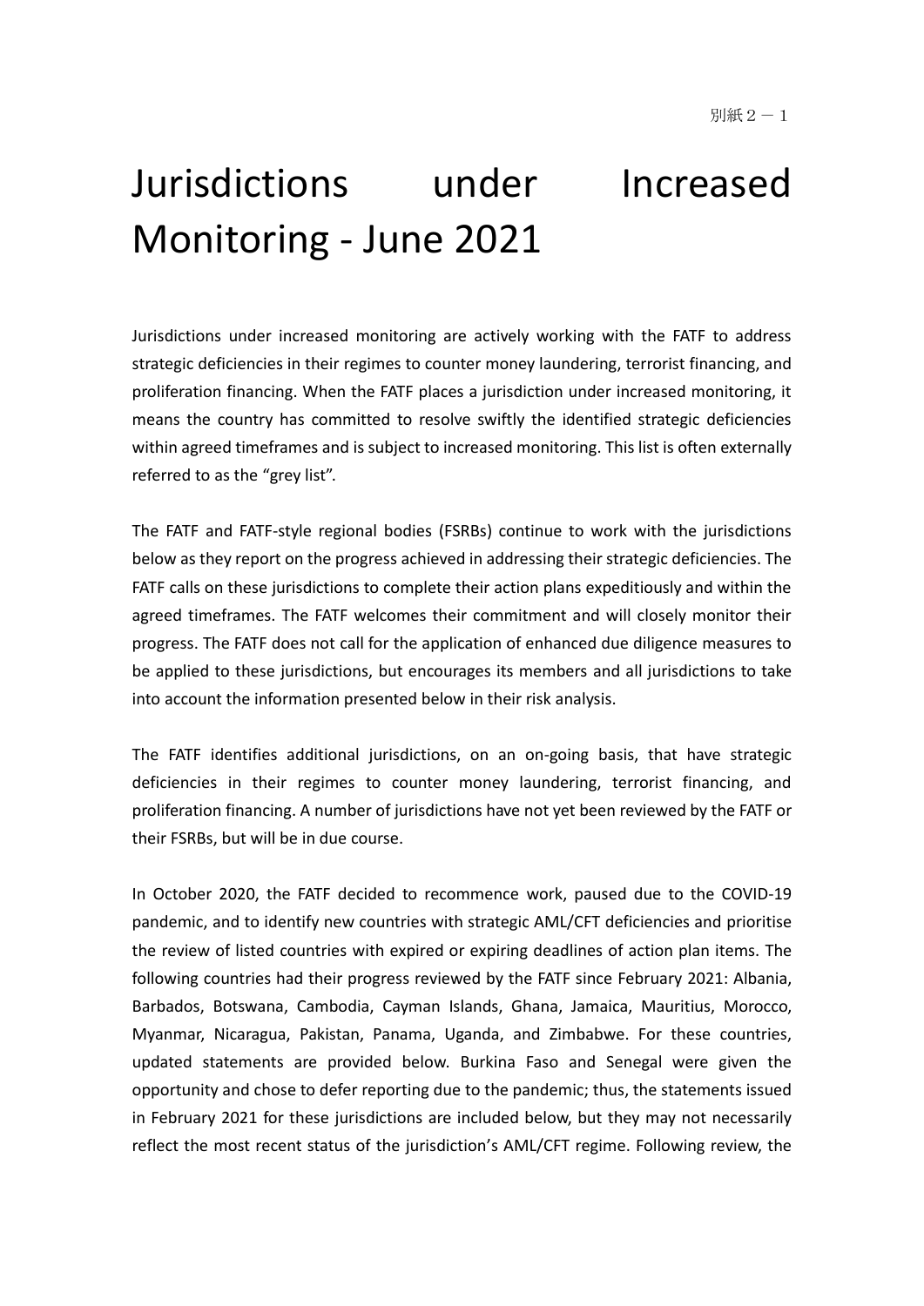別紙２－１

# Jurisdictions under Increased Monitoring - June 2021

Jurisdictions under increased monitoring are actively working with the FATF to address strategic deficiencies in their regimes to counter money laundering, terrorist financing, and proliferation financing. When the FATF places a jurisdiction under increased monitoring, it means the country has committed to resolve swiftly the identified strategic deficiencies within agreed timeframes and is subject to increased monitoring. This list is often externally referred to as the "grey list".

The FATF and FATF-style regional bodies (FSRBs) continue to work with the jurisdictions below as they report on the progress achieved in addressing their strategic deficiencies. The FATF calls on these jurisdictions to complete their action plans expeditiously and within the agreed timeframes. The FATF welcomes their commitment and will closely monitor their progress. The FATF does not call for the application of enhanced due diligence measures to be applied to these jurisdictions, but encourages its members and all jurisdictions to take into account the information presented below in their risk analysis.

The FATF identifies additional jurisdictions, on an on-going basis, that have strategic deficiencies in their regimes to counter money laundering, terrorist financing, and proliferation financing. A number of jurisdictions have not yet been reviewed by the FATF or their FSRBs, but will be in due course.

In October 2020, the FATF decided to recommence work, paused due to the COVID-19 pandemic, and to identify new countries with strategic AML/CFT deficiencies and prioritise the review of listed countries with expired or expiring deadlines of action plan items. The following countries had their progress reviewed by the FATF since February 2021: Albania, Barbados, Botswana, Cambodia, Cayman Islands, Ghana, Jamaica, Mauritius, Morocco, Myanmar, Nicaragua, Pakistan, Panama, Uganda, and Zimbabwe. For these countries, updated statements are provided below. Burkina Faso and Senegal were given the opportunity and chose to defer reporting due to the pandemic; thus, the statements issued in February 2021 for these jurisdictions are included below, but they may not necessarily reflect the most recent status of the jurisdiction's AML/CFT regime. Following review, the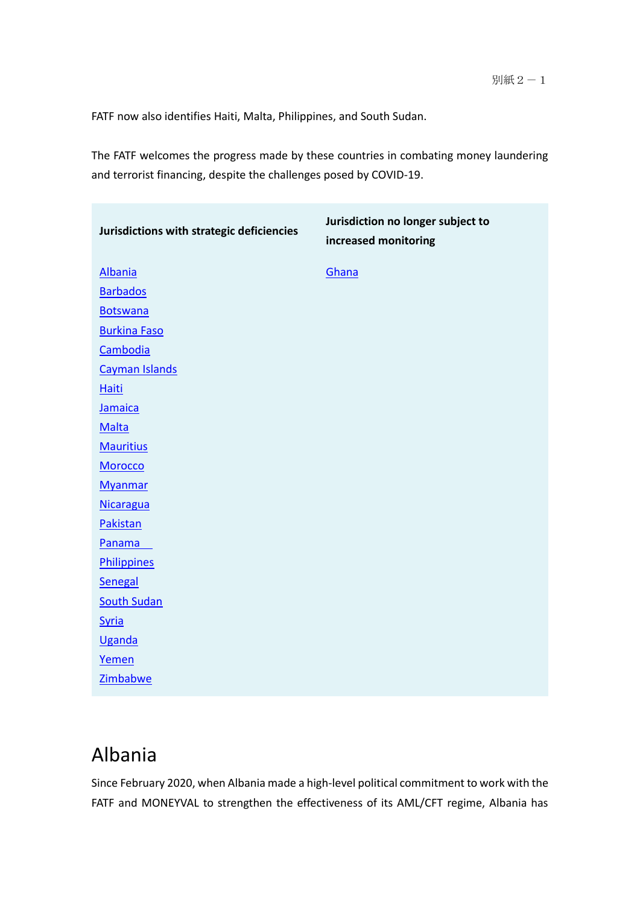FATF now also identifies Haiti, Malta, Philippines, and South Sudan.

The FATF welcomes the progress made by these countries in combating money laundering and terrorist financing, despite the challenges posed by COVID-19.

| Jurisdictions with strategic deficiencies | Jurisdiction no longer subject to increased monitoring |
|---|---|
| Albania | Ghana |
| Barbados | |
| Botswana | |
| Burkina Faso | |
| Cambodia | |
| Cayman Islands | |
| Haiti | |
| Jamaica | |
| Malta | |
| Mauritius | |
| Morocco | |
| Myanmar | |
| Nicaragua | |
| Pakistan | |
| Panama | |
| Philippines | |
| Senegal | |
| South Sudan | |
| Syria | |
| Uganda | |
| Yemen | |
| Zimbabwe | |

# Albania

Since February 2020, when Albania made a high-level political commitment to work with the FATF and MONEYVAL to strengthen the effectiveness of its AML/CFT regime, Albania has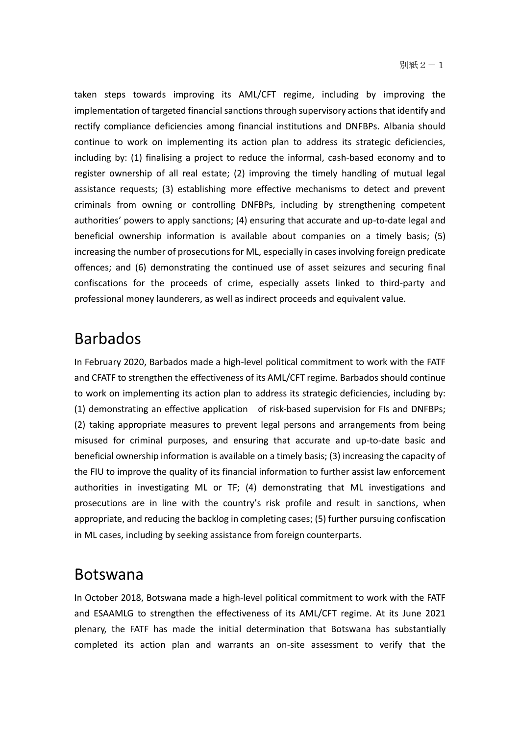taken steps towards improving its AML/CFT regime, including by improving the implementation of targeted financial sanctions through supervisory actions that identify and rectify compliance deficiencies among financial institutions and DNFBPs. Albania should continue to work on implementing its action plan to address its strategic deficiencies, including by: (1) finalising a project to reduce the informal, cash-based economy and to register ownership of all real estate; (2) improving the timely handling of mutual legal assistance requests; (3) establishing more effective mechanisms to detect and prevent criminals from owning or controlling DNFBPs, including by strengthening competent authorities' powers to apply sanctions; (4) ensuring that accurate and up-to-date legal and beneficial ownership information is available about companies on a timely basis; (5) increasing the number of prosecutions for ML, especially in cases involving foreign predicate offences; and (6) demonstrating the continued use of asset seizures and securing final confiscations for the proceeds of crime, especially assets linked to third-party and professional money launderers, as well as indirect proceeds and equivalent value.

# Barbados

In February 2020, Barbados made a high-level political commitment to work with the FATF and CFATF to strengthen the effectiveness of its AML/CFT regime. Barbados should continue to work on implementing its action plan to address its strategic deficiencies, including by: (1) demonstrating an effective application of risk-based supervision for FIs and DNFBPs; (2) taking appropriate measures to prevent legal persons and arrangements from being misused for criminal purposes, and ensuring that accurate and up-to-date basic and beneficial ownership information is available on a timely basis; (3) increasing the capacity of the FIU to improve the quality of its financial information to further assist law enforcement authorities in investigating ML or TF; (4) demonstrating that ML investigations and prosecutions are in line with the country's risk profile and result in sanctions, when appropriate, and reducing the backlog in completing cases; (5) further pursuing confiscation in ML cases, including by seeking assistance from foreign counterparts.

# Botswana

In October 2018, Botswana made a high-level political commitment to work with the FATF and ESAAMLG to strengthen the effectiveness of its AML/CFT regime. At its June 2021 plenary, the FATF has made the initial determination that Botswana has substantially completed its action plan and warrants an on-site assessment to verify that the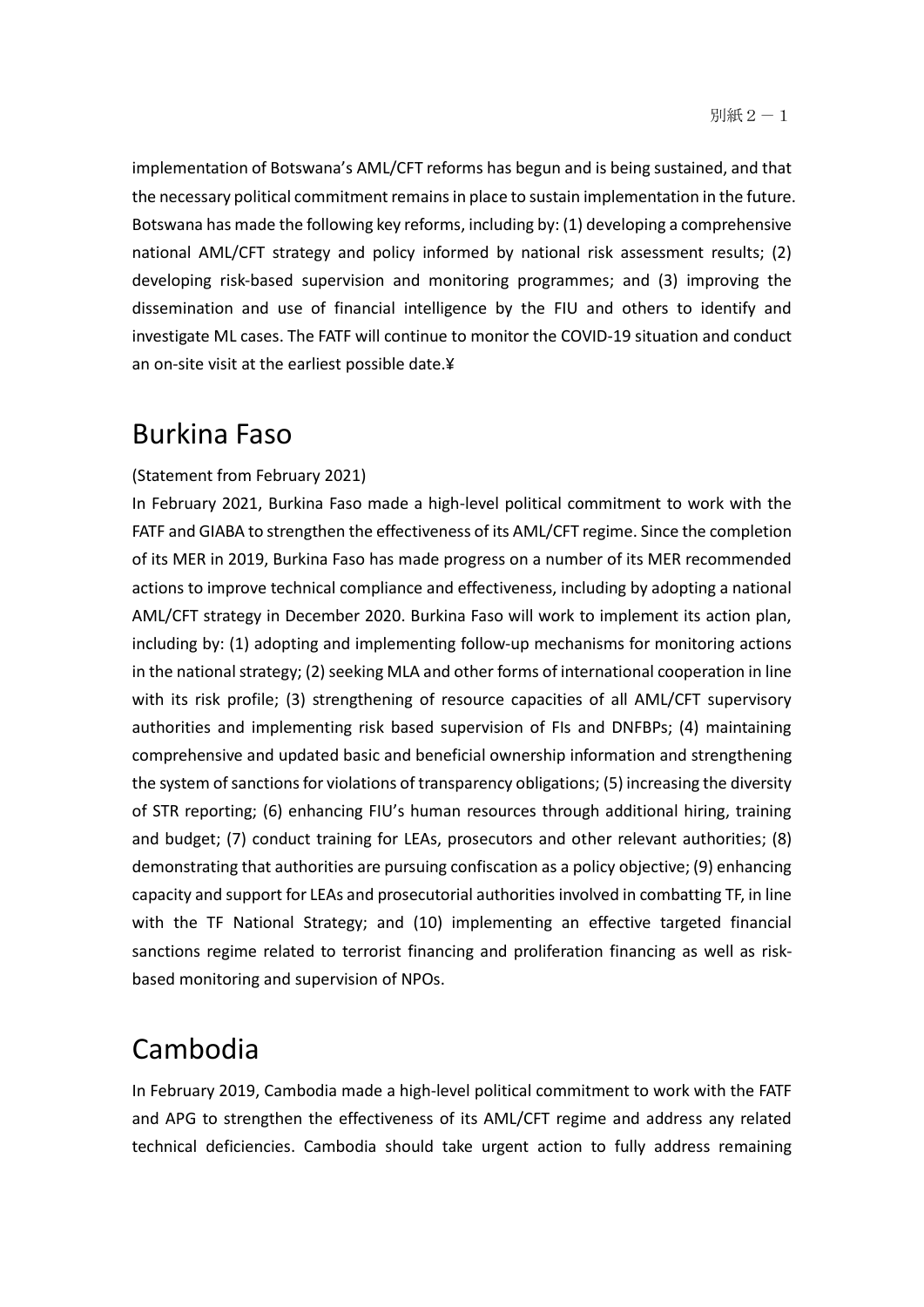implementation of Botswana's AML/CFT reforms has begun and is being sustained, and that the necessary political commitment remains in place to sustain implementation in the future. Botswana has made the following key reforms, including by: (1) developing a comprehensive national AML/CFT strategy and policy informed by national risk assessment results; (2) developing risk-based supervision and monitoring programmes; and (3) improving the dissemination and use of financial intelligence by the FIU and others to identify and investigate ML cases. The FATF will continue to monitor the COVID-19 situation and conduct an on-site visit at the earliest possible date.¥

# Burkina Faso

(Statement from February 2021)

In February 2021, Burkina Faso made a high-level political commitment to work with the FATF and GIABA to strengthen the effectiveness of its AML/CFT regime. Since the completion of its MER in 2019, Burkina Faso has made progress on a number of its MER recommended actions to improve technical compliance and effectiveness, including by adopting a national AML/CFT strategy in December 2020. Burkina Faso will work to implement its action plan, including by: (1) adopting and implementing follow-up mechanisms for monitoring actions in the national strategy; (2) seeking MLA and other forms of international cooperation in line with its risk profile; (3) strengthening of resource capacities of all AML/CFT supervisory authorities and implementing risk based supervision of FIs and DNFBPs; (4) maintaining comprehensive and updated basic and beneficial ownership information and strengthening the system of sanctions for violations of transparency obligations; (5) increasing the diversity of STR reporting; (6) enhancing FIU's human resources through additional hiring, training and budget; (7) conduct training for LEAs, prosecutors and other relevant authorities; (8) demonstrating that authorities are pursuing confiscation as a policy objective; (9) enhancing capacity and support for LEAs and prosecutorial authorities involved in combatting TF, in line with the TF National Strategy; and (10) implementing an effective targeted financial sanctions regime related to terrorist financing and proliferation financing as well as risk-based monitoring and supervision of NPOs.

# Cambodia

In February 2019, Cambodia made a high-level political commitment to work with the FATF and APG to strengthen the effectiveness of its AML/CFT regime and address any related technical deficiencies. Cambodia should take urgent action to fully address remaining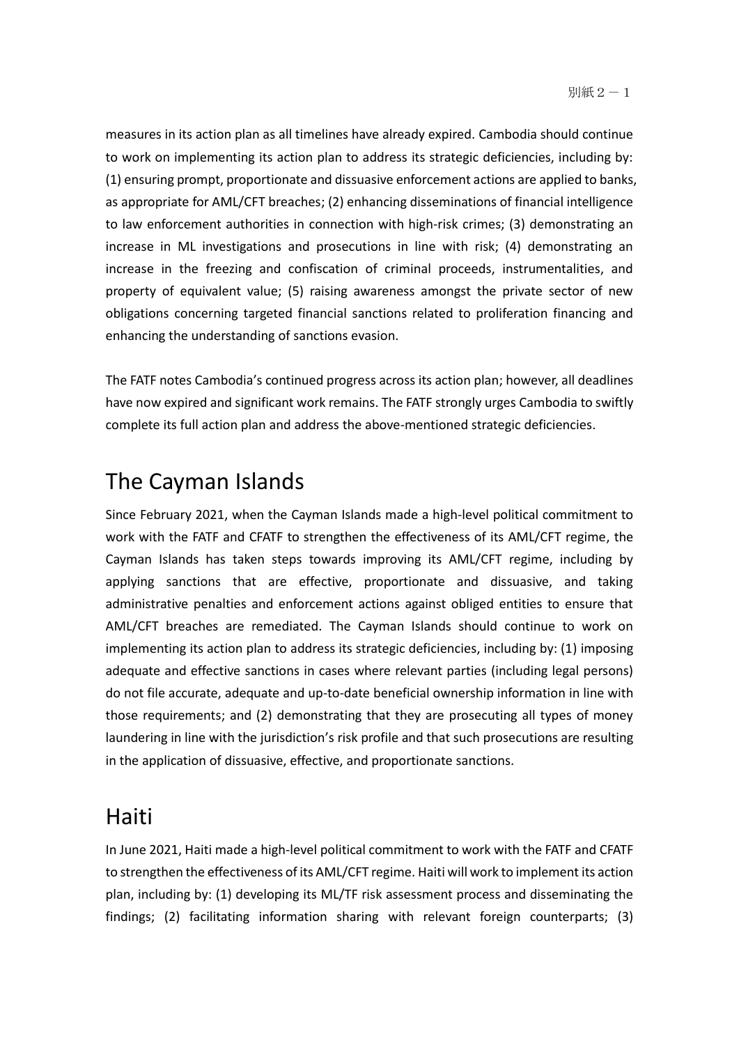measures in its action plan as all timelines have already expired. Cambodia should continue to work on implementing its action plan to address its strategic deficiencies, including by: (1) ensuring prompt, proportionate and dissuasive enforcement actions are applied to banks, as appropriate for AML/CFT breaches; (2) enhancing disseminations of financial intelligence to law enforcement authorities in connection with high-risk crimes; (3) demonstrating an increase in ML investigations and prosecutions in line with risk; (4) demonstrating an increase in the freezing and confiscation of criminal proceeds, instrumentalities, and property of equivalent value; (5) raising awareness amongst the private sector of new obligations concerning targeted financial sanctions related to proliferation financing and enhancing the understanding of sanctions evasion.

The FATF notes Cambodia's continued progress across its action plan; however, all deadlines have now expired and significant work remains. The FATF strongly urges Cambodia to swiftly complete its full action plan and address the above-mentioned strategic deficiencies.

## The Cayman Islands

Since February 2021, when the Cayman Islands made a high-level political commitment to work with the FATF and CFATF to strengthen the effectiveness of its AML/CFT regime, the Cayman Islands has taken steps towards improving its AML/CFT regime, including by applying sanctions that are effective, proportionate and dissuasive, and taking administrative penalties and enforcement actions against obliged entities to ensure that AML/CFT breaches are remediated. The Cayman Islands should continue to work on implementing its action plan to address its strategic deficiencies, including by: (1) imposing adequate and effective sanctions in cases where relevant parties (including legal persons) do not file accurate, adequate and up-to-date beneficial ownership information in line with those requirements; and (2) demonstrating that they are prosecuting all types of money laundering in line with the jurisdiction's risk profile and that such prosecutions are resulting in the application of dissuasive, effective, and proportionate sanctions.

## Haiti

In June 2021, Haiti made a high-level political commitment to work with the FATF and CFATF to strengthen the effectiveness of its AML/CFT regime. Haiti will work to implement its action plan, including by: (1) developing its ML/TF risk assessment process and disseminating the findings; (2) facilitating information sharing with relevant foreign counterparts; (3)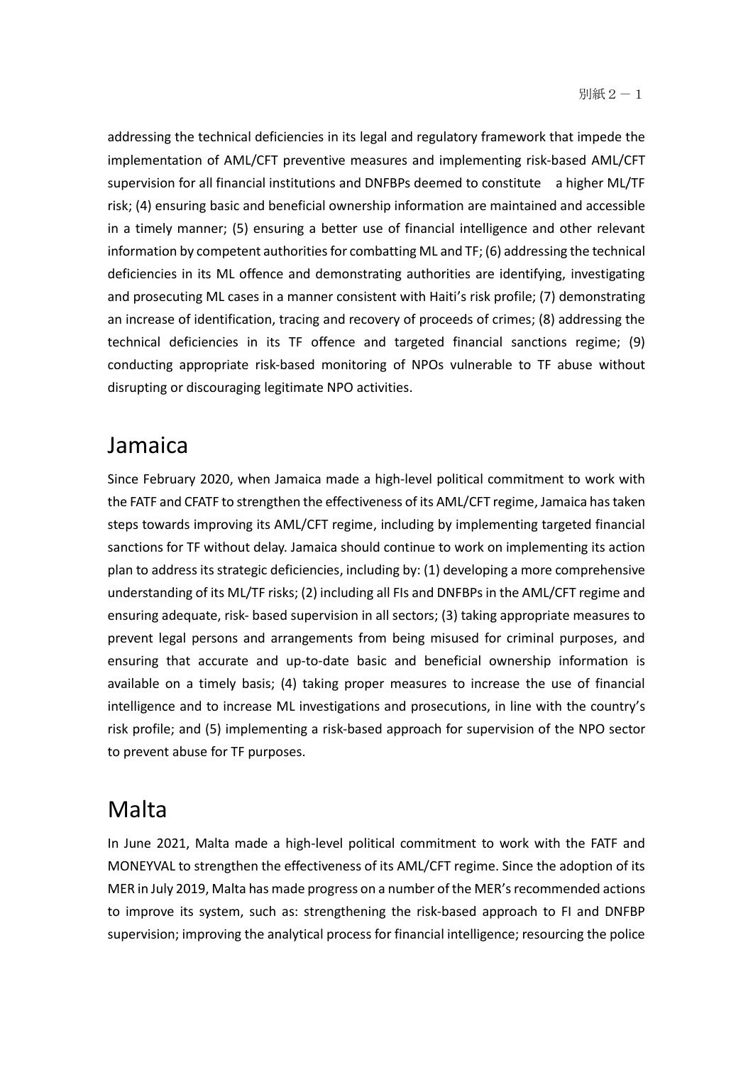addressing the technical deficiencies in its legal and regulatory framework that impede the implementation of AML/CFT preventive measures and implementing risk-based AML/CFT supervision for all financial institutions and DNFBPs deemed to constitute a higher ML/TF risk; (4) ensuring basic and beneficial ownership information are maintained and accessible in a timely manner; (5) ensuring a better use of financial intelligence and other relevant information by competent authorities for combatting ML and TF; (6) addressing the technical deficiencies in its ML offence and demonstrating authorities are identifying, investigating and prosecuting ML cases in a manner consistent with Haiti's risk profile; (7) demonstrating an increase of identification, tracing and recovery of proceeds of crimes; (8) addressing the technical deficiencies in its TF offence and targeted financial sanctions regime; (9) conducting appropriate risk-based monitoring of NPOs vulnerable to TF abuse without disrupting or discouraging legitimate NPO activities.

## Jamaica

Since February 2020, when Jamaica made a high-level political commitment to work with the FATF and CFATF to strengthen the effectiveness of its AML/CFT regime, Jamaica has taken steps towards improving its AML/CFT regime, including by implementing targeted financial sanctions for TF without delay. Jamaica should continue to work on implementing its action plan to address its strategic deficiencies, including by: (1) developing a more comprehensive understanding of its ML/TF risks; (2) including all FIs and DNFBPs in the AML/CFT regime and ensuring adequate, risk- based supervision in all sectors; (3) taking appropriate measures to prevent legal persons and arrangements from being misused for criminal purposes, and ensuring that accurate and up-to-date basic and beneficial ownership information is available on a timely basis; (4) taking proper measures to increase the use of financial intelligence and to increase ML investigations and prosecutions, in line with the country's risk profile; and (5) implementing a risk-based approach for supervision of the NPO sector to prevent abuse for TF purposes.

## Malta

In June 2021, Malta made a high-level political commitment to work with the FATF and MONEYVAL to strengthen the effectiveness of its AML/CFT regime. Since the adoption of its MER in July 2019, Malta has made progress on a number of the MER's recommended actions to improve its system, such as: strengthening the risk-based approach to FI and DNFBP supervision; improving the analytical process for financial intelligence; resourcing the police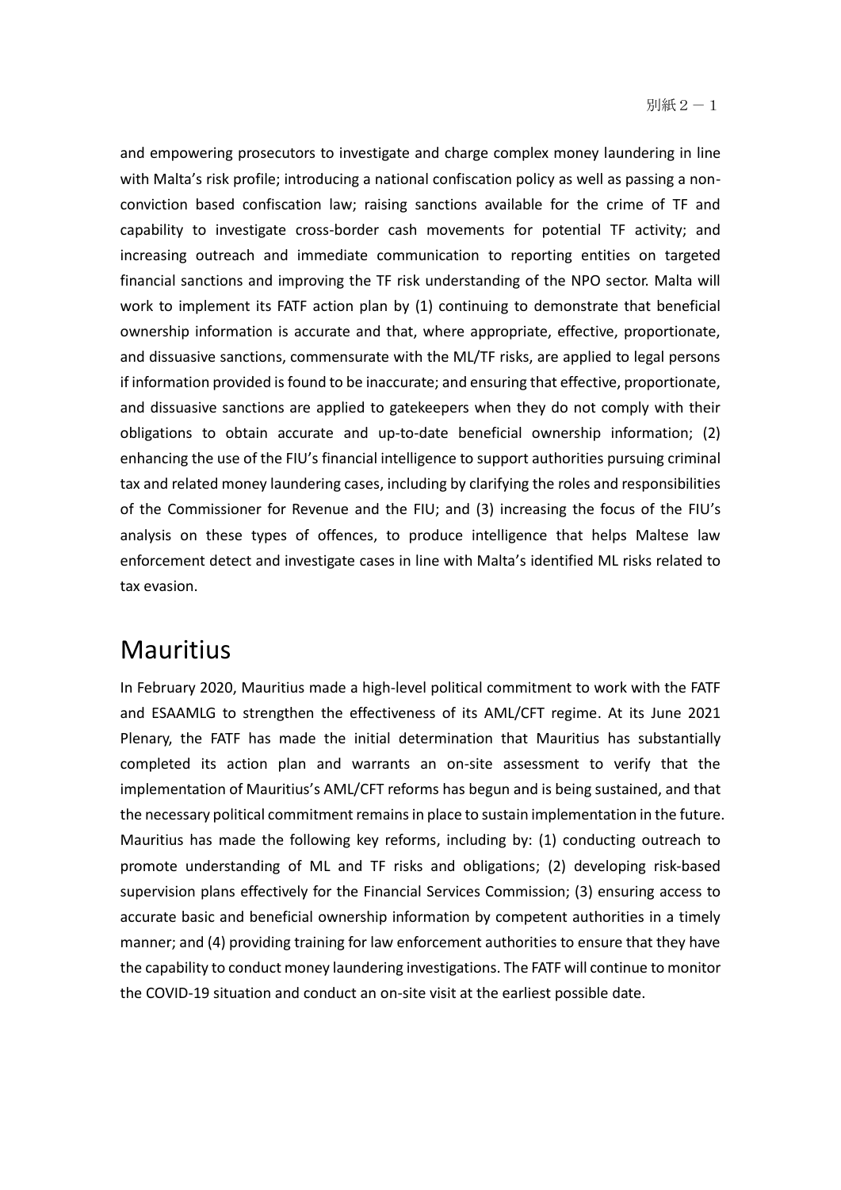and empowering prosecutors to investigate and charge complex money laundering in line with Malta's risk profile; introducing a national confiscation policy as well as passing a non-conviction based confiscation law; raising sanctions available for the crime of TF and capability to investigate cross-border cash movements for potential TF activity; and increasing outreach and immediate communication to reporting entities on targeted financial sanctions and improving the TF risk understanding of the NPO sector. Malta will work to implement its FATF action plan by (1) continuing to demonstrate that beneficial ownership information is accurate and that, where appropriate, effective, proportionate, and dissuasive sanctions, commensurate with the ML/TF risks, are applied to legal persons if information provided is found to be inaccurate; and ensuring that effective, proportionate, and dissuasive sanctions are applied to gatekeepers when they do not comply with their obligations to obtain accurate and up-to-date beneficial ownership information; (2) enhancing the use of the FIU's financial intelligence to support authorities pursuing criminal tax and related money laundering cases, including by clarifying the roles and responsibilities of the Commissioner for Revenue and the FIU; and (3) increasing the focus of the FIU's analysis on these types of offences, to produce intelligence that helps Maltese law enforcement detect and investigate cases in line with Malta's identified ML risks related to tax evasion.

## Mauritius

In February 2020, Mauritius made a high-level political commitment to work with the FATF and ESAAMLG to strengthen the effectiveness of its AML/CFT regime. At its June 2021 Plenary, the FATF has made the initial determination that Mauritius has substantially completed its action plan and warrants an on-site assessment to verify that the implementation of Mauritius's AML/CFT reforms has begun and is being sustained, and that the necessary political commitment remains in place to sustain implementation in the future. Mauritius has made the following key reforms, including by: (1) conducting outreach to promote understanding of ML and TF risks and obligations; (2) developing risk-based supervision plans effectively for the Financial Services Commission; (3) ensuring access to accurate basic and beneficial ownership information by competent authorities in a timely manner; and (4) providing training for law enforcement authorities to ensure that they have the capability to conduct money laundering investigations. The FATF will continue to monitor the COVID-19 situation and conduct an on-site visit at the earliest possible date.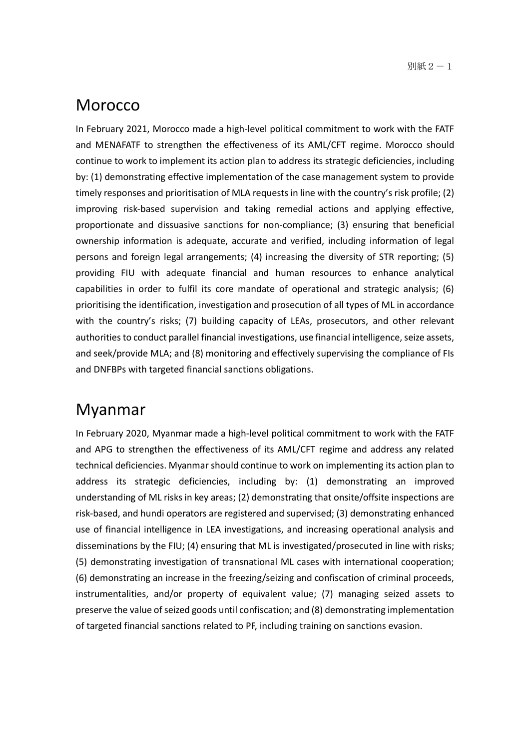# Morocco

In February 2021, Morocco made a high-level political commitment to work with the FATF and MENAFATF to strengthen the effectiveness of its AML/CFT regime. Morocco should continue to work to implement its action plan to address its strategic deficiencies, including by: (1) demonstrating effective implementation of the case management system to provide timely responses and prioritisation of MLA requests in line with the country's risk profile; (2) improving risk-based supervision and taking remedial actions and applying effective, proportionate and dissuasive sanctions for non-compliance; (3) ensuring that beneficial ownership information is adequate, accurate and verified, including information of legal persons and foreign legal arrangements; (4) increasing the diversity of STR reporting; (5) providing FIU with adequate financial and human resources to enhance analytical capabilities in order to fulfil its core mandate of operational and strategic analysis; (6) prioritising the identification, investigation and prosecution of all types of ML in accordance with the country's risks; (7) building capacity of LEAs, prosecutors, and other relevant authorities to conduct parallel financial investigations, use financial intelligence, seize assets, and seek/provide MLA; and (8) monitoring and effectively supervising the compliance of FIs and DNFBPs with targeted financial sanctions obligations.

# Myanmar

In February 2020, Myanmar made a high-level political commitment to work with the FATF and APG to strengthen the effectiveness of its AML/CFT regime and address any related technical deficiencies. Myanmar should continue to work on implementing its action plan to address its strategic deficiencies, including by: (1) demonstrating an improved understanding of ML risks in key areas; (2) demonstrating that onsite/offsite inspections are risk-based, and hundi operators are registered and supervised; (3) demonstrating enhanced use of financial intelligence in LEA investigations, and increasing operational analysis and disseminations by the FIU; (4) ensuring that ML is investigated/prosecuted in line with risks; (5) demonstrating investigation of transnational ML cases with international cooperation; (6) demonstrating an increase in the freezing/seizing and confiscation of criminal proceeds, instrumentalities, and/or property of equivalent value; (7) managing seized assets to preserve the value of seized goods until confiscation; and (8) demonstrating implementation of targeted financial sanctions related to PF, including training on sanctions evasion.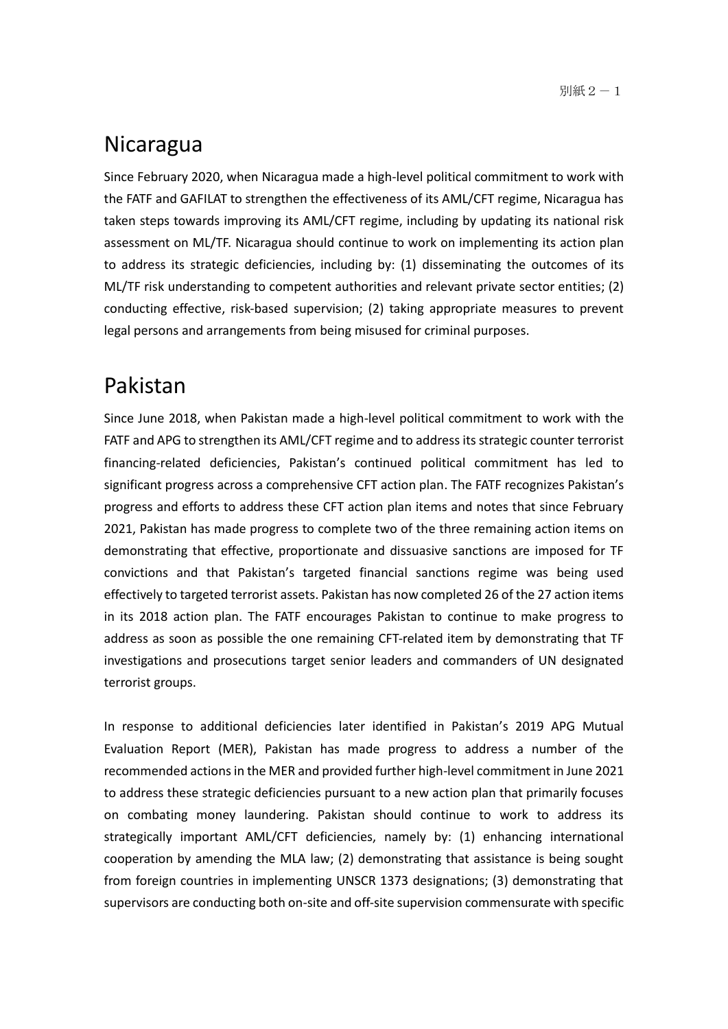# Nicaragua

Since February 2020, when Nicaragua made a high-level political commitment to work with the FATF and GAFILAT to strengthen the effectiveness of its AML/CFT regime, Nicaragua has taken steps towards improving its AML/CFT regime, including by updating its national risk assessment on ML/TF. Nicaragua should continue to work on implementing its action plan to address its strategic deficiencies, including by: (1) disseminating the outcomes of its ML/TF risk understanding to competent authorities and relevant private sector entities; (2) conducting effective, risk-based supervision; (2) taking appropriate measures to prevent legal persons and arrangements from being misused for criminal purposes.

# Pakistan

Since June 2018, when Pakistan made a high-level political commitment to work with the FATF and APG to strengthen its AML/CFT regime and to address its strategic counter terrorist financing-related deficiencies, Pakistan's continued political commitment has led to significant progress across a comprehensive CFT action plan. The FATF recognizes Pakistan's progress and efforts to address these CFT action plan items and notes that since February 2021, Pakistan has made progress to complete two of the three remaining action items on demonstrating that effective, proportionate and dissuasive sanctions are imposed for TF convictions and that Pakistan's targeted financial sanctions regime was being used effectively to targeted terrorist assets. Pakistan has now completed 26 of the 27 action items in its 2018 action plan. The FATF encourages Pakistan to continue to make progress to address as soon as possible the one remaining CFT-related item by demonstrating that TF investigations and prosecutions target senior leaders and commanders of UN designated terrorist groups.

In response to additional deficiencies later identified in Pakistan's 2019 APG Mutual Evaluation Report (MER), Pakistan has made progress to address a number of the recommended actions in the MER and provided further high-level commitment in June 2021 to address these strategic deficiencies pursuant to a new action plan that primarily focuses on combating money laundering. Pakistan should continue to work to address its strategically important AML/CFT deficiencies, namely by: (1) enhancing international cooperation by amending the MLA law; (2) demonstrating that assistance is being sought from foreign countries in implementing UNSCR 1373 designations; (3) demonstrating that supervisors are conducting both on-site and off-site supervision commensurate with specific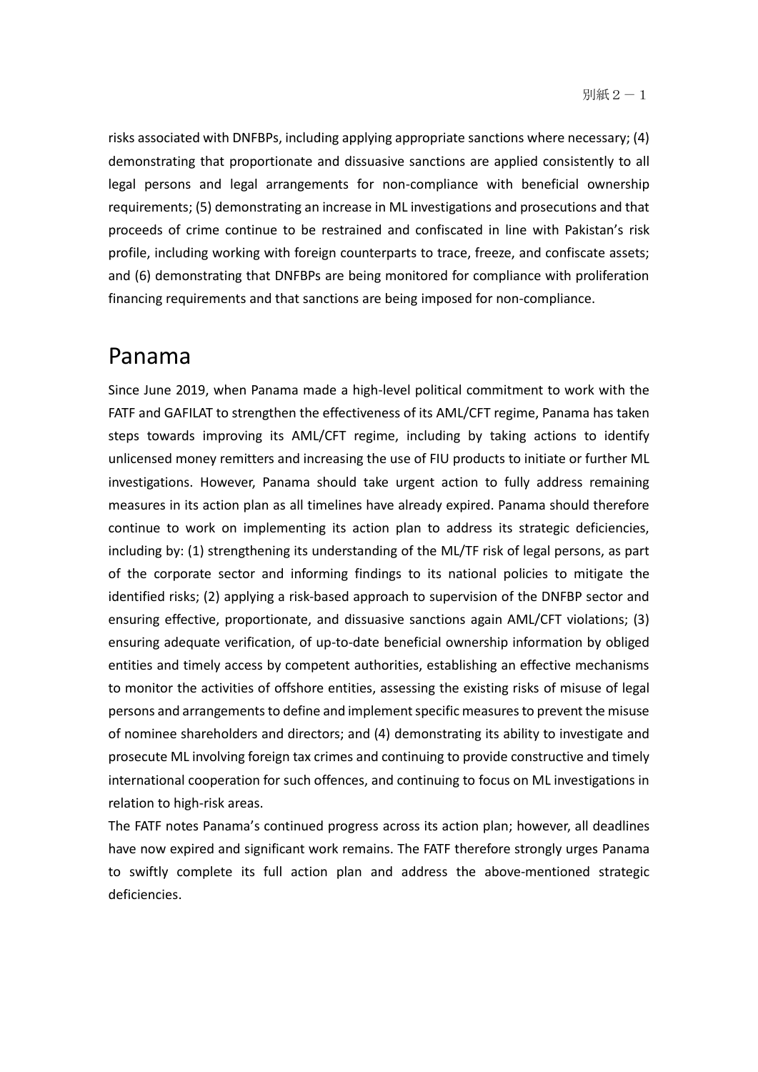risks associated with DNFBPs, including applying appropriate sanctions where necessary; (4) demonstrating that proportionate and dissuasive sanctions are applied consistently to all legal persons and legal arrangements for non-compliance with beneficial ownership requirements; (5) demonstrating an increase in ML investigations and prosecutions and that proceeds of crime continue to be restrained and confiscated in line with Pakistan's risk profile, including working with foreign counterparts to trace, freeze, and confiscate assets; and (6) demonstrating that DNFBPs are being monitored for compliance with proliferation financing requirements and that sanctions are being imposed for non-compliance.

# Panama

Since June 2019, when Panama made a high-level political commitment to work with the FATF and GAFILAT to strengthen the effectiveness of its AML/CFT regime, Panama has taken steps towards improving its AML/CFT regime, including by taking actions to identify unlicensed money remitters and increasing the use of FIU products to initiate or further ML investigations. However, Panama should take urgent action to fully address remaining measures in its action plan as all timelines have already expired. Panama should therefore continue to work on implementing its action plan to address its strategic deficiencies, including by: (1) strengthening its understanding of the ML/TF risk of legal persons, as part of the corporate sector and informing findings to its national policies to mitigate the identified risks; (2) applying a risk-based approach to supervision of the DNFBP sector and ensuring effective, proportionate, and dissuasive sanctions again AML/CFT violations; (3) ensuring adequate verification, of up-to-date beneficial ownership information by obliged entities and timely access by competent authorities, establishing an effective mechanisms to monitor the activities of offshore entities, assessing the existing risks of misuse of legal persons and arrangements to define and implement specific measures to prevent the misuse of nominee shareholders and directors; and (4) demonstrating its ability to investigate and prosecute ML involving foreign tax crimes and continuing to provide constructive and timely international cooperation for such offences, and continuing to focus on ML investigations in relation to high-risk areas.

The FATF notes Panama's continued progress across its action plan; however, all deadlines have now expired and significant work remains. The FATF therefore strongly urges Panama to swiftly complete its full action plan and address the above-mentioned strategic deficiencies.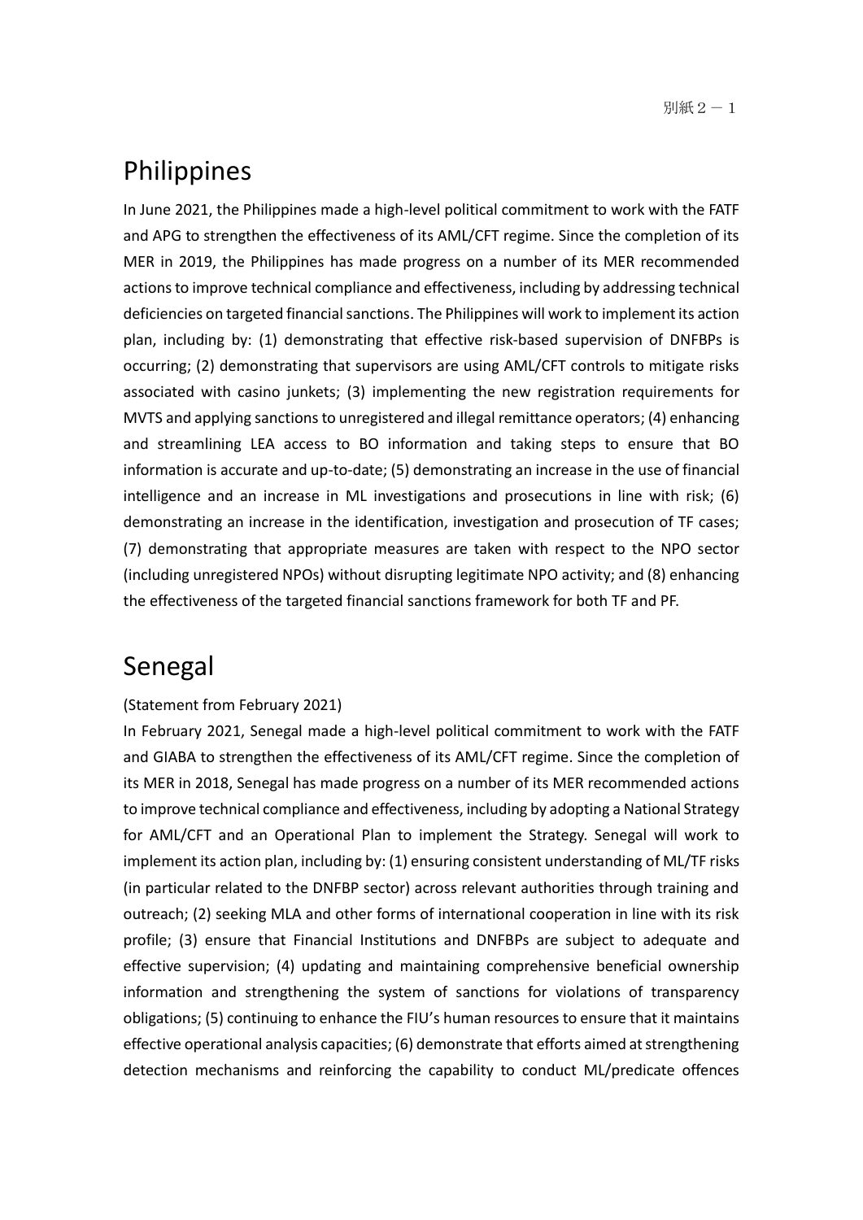別紙２－１

## Philippines

In June 2021, the Philippines made a high-level political commitment to work with the FATF and APG to strengthen the effectiveness of its AML/CFT regime. Since the completion of its MER in 2019, the Philippines has made progress on a number of its MER recommended actions to improve technical compliance and effectiveness, including by addressing technical deficiencies on targeted financial sanctions. The Philippines will work to implement its action plan, including by: (1) demonstrating that effective risk-based supervision of DNFBPs is occurring; (2) demonstrating that supervisors are using AML/CFT controls to mitigate risks associated with casino junkets; (3) implementing the new registration requirements for MVTS and applying sanctions to unregistered and illegal remittance operators; (4) enhancing and streamlining LEA access to BO information and taking steps to ensure that BO information is accurate and up-to-date; (5) demonstrating an increase in the use of financial intelligence and an increase in ML investigations and prosecutions in line with risk; (6) demonstrating an increase in the identification, investigation and prosecution of TF cases; (7) demonstrating that appropriate measures are taken with respect to the NPO sector (including unregistered NPOs) without disrupting legitimate NPO activity; and (8) enhancing the effectiveness of the targeted financial sanctions framework for both TF and PF.

## Senegal

(Statement from February 2021)

In February 2021, Senegal made a high-level political commitment to work with the FATF and GIABA to strengthen the effectiveness of its AML/CFT regime. Since the completion of its MER in 2018, Senegal has made progress on a number of its MER recommended actions to improve technical compliance and effectiveness, including by adopting a National Strategy for AML/CFT and an Operational Plan to implement the Strategy. Senegal will work to implement its action plan, including by: (1) ensuring consistent understanding of ML/TF risks (in particular related to the DNFBP sector) across relevant authorities through training and outreach; (2) seeking MLA and other forms of international cooperation in line with its risk profile; (3) ensure that Financial Institutions and DNFBPs are subject to adequate and effective supervision; (4) updating and maintaining comprehensive beneficial ownership information and strengthening the system of sanctions for violations of transparency obligations; (5) continuing to enhance the FIU's human resources to ensure that it maintains effective operational analysis capacities; (6) demonstrate that efforts aimed at strengthening detection mechanisms and reinforcing the capability to conduct ML/predicate offences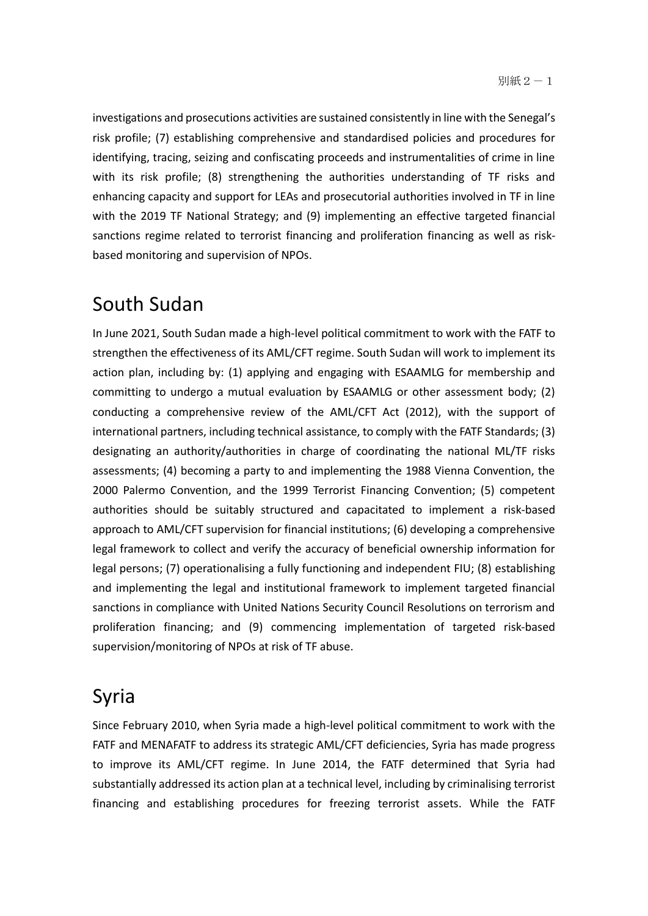investigations and prosecutions activities are sustained consistently in line with the Senegal's risk profile; (7) establishing comprehensive and standardised policies and procedures for identifying, tracing, seizing and confiscating proceeds and instrumentalities of crime in line with its risk profile; (8) strengthening the authorities understanding of TF risks and enhancing capacity and support for LEAs and prosecutorial authorities involved in TF in line with the 2019 TF National Strategy; and (9) implementing an effective targeted financial sanctions regime related to terrorist financing and proliferation financing as well as risk-based monitoring and supervision of NPOs.

## South Sudan

In June 2021, South Sudan made a high-level political commitment to work with the FATF to strengthen the effectiveness of its AML/CFT regime. South Sudan will work to implement its action plan, including by: (1) applying and engaging with ESAAMLG for membership and committing to undergo a mutual evaluation by ESAAMLG or other assessment body; (2) conducting a comprehensive review of the AML/CFT Act (2012), with the support of international partners, including technical assistance, to comply with the FATF Standards; (3) designating an authority/authorities in charge of coordinating the national ML/TF risks assessments; (4) becoming a party to and implementing the 1988 Vienna Convention, the 2000 Palermo Convention, and the 1999 Terrorist Financing Convention; (5) competent authorities should be suitably structured and capacitated to implement a risk-based approach to AML/CFT supervision for financial institutions; (6) developing a comprehensive legal framework to collect and verify the accuracy of beneficial ownership information for legal persons; (7) operationalising a fully functioning and independent FIU; (8) establishing and implementing the legal and institutional framework to implement targeted financial sanctions in compliance with United Nations Security Council Resolutions on terrorism and proliferation financing; and (9) commencing implementation of targeted risk-based supervision/monitoring of NPOs at risk of TF abuse.

## Syria

Since February 2010, when Syria made a high-level political commitment to work with the FATF and MENAFATF to address its strategic AML/CFT deficiencies, Syria has made progress to improve its AML/CFT regime. In June 2014, the FATF determined that Syria had substantially addressed its action plan at a technical level, including by criminalising terrorist financing and establishing procedures for freezing terrorist assets. While the FATF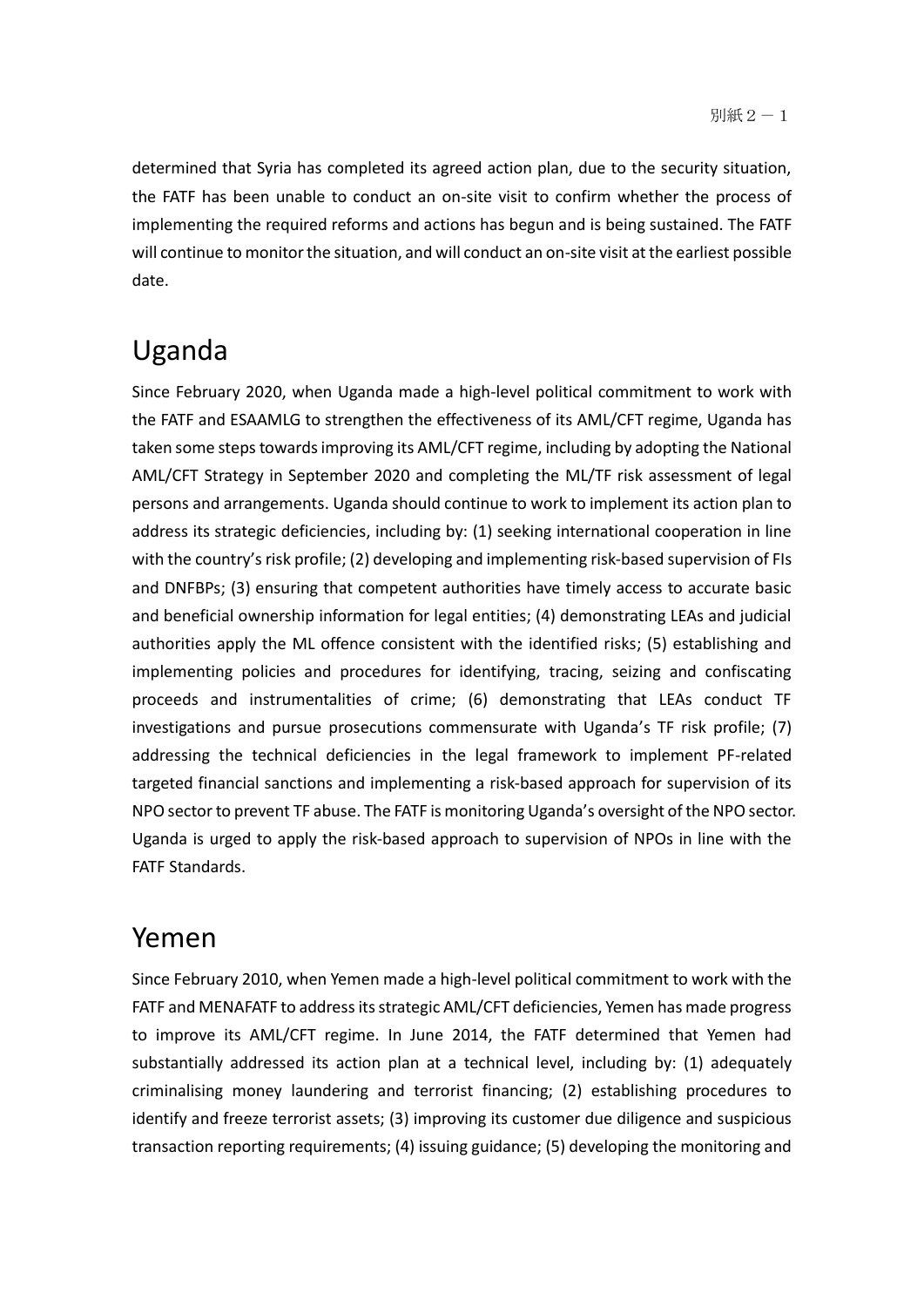determined that Syria has completed its agreed action plan, due to the security situation, the FATF has been unable to conduct an on-site visit to confirm whether the process of implementing the required reforms and actions has begun and is being sustained. The FATF will continue to monitor the situation, and will conduct an on-site visit at the earliest possible date.

## Uganda

Since February 2020, when Uganda made a high-level political commitment to work with the FATF and ESAAMLG to strengthen the effectiveness of its AML/CFT regime, Uganda has taken some steps towards improving its AML/CFT regime, including by adopting the National AML/CFT Strategy in September 2020 and completing the ML/TF risk assessment of legal persons and arrangements. Uganda should continue to work to implement its action plan to address its strategic deficiencies, including by: (1) seeking international cooperation in line with the country's risk profile; (2) developing and implementing risk-based supervision of FIs and DNFBPs; (3) ensuring that competent authorities have timely access to accurate basic and beneficial ownership information for legal entities; (4) demonstrating LEAs and judicial authorities apply the ML offence consistent with the identified risks; (5) establishing and implementing policies and procedures for identifying, tracing, seizing and confiscating proceeds and instrumentalities of crime; (6) demonstrating that LEAs conduct TF investigations and pursue prosecutions commensurate with Uganda's TF risk profile; (7) addressing the technical deficiencies in the legal framework to implement PF-related targeted financial sanctions and implementing a risk-based approach for supervision of its NPO sector to prevent TF abuse. The FATF is monitoring Uganda's oversight of the NPO sector. Uganda is urged to apply the risk-based approach to supervision of NPOs in line with the FATF Standards.

## Yemen

Since February 2010, when Yemen made a high-level political commitment to work with the FATF and MENAFATF to address its strategic AML/CFT deficiencies, Yemen has made progress to improve its AML/CFT regime. In June 2014, the FATF determined that Yemen had substantially addressed its action plan at a technical level, including by: (1) adequately criminalising money laundering and terrorist financing; (2) establishing procedures to identify and freeze terrorist assets; (3) improving its customer due diligence and suspicious transaction reporting requirements; (4) issuing guidance; (5) developing the monitoring and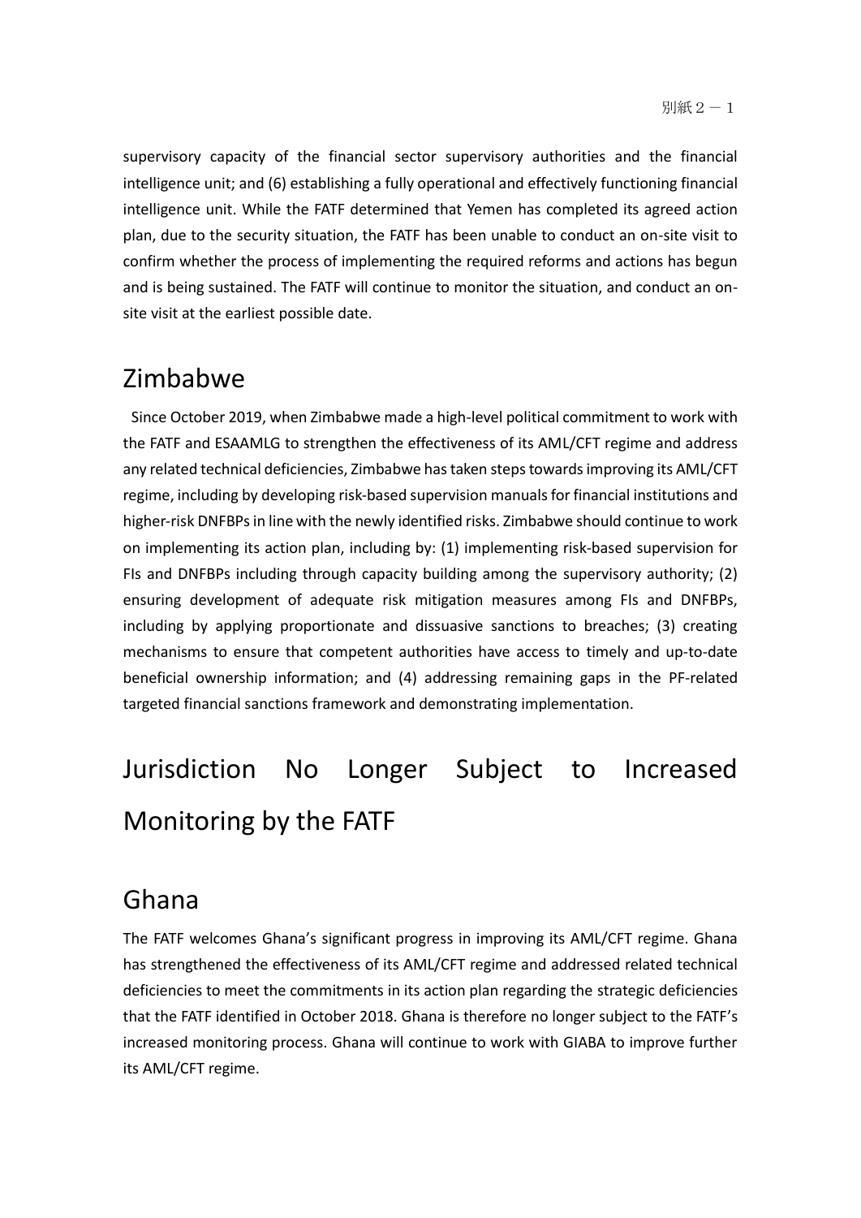supervisory capacity of the financial sector supervisory authorities and the financial intelligence unit; and (6) establishing a fully operational and effectively functioning financial intelligence unit. While the FATF determined that Yemen has completed its agreed action plan, due to the security situation, the FATF has been unable to conduct an on-site visit to confirm whether the process of implementing the required reforms and actions has begun and is being sustained. The FATF will continue to monitor the situation, and conduct an on-site visit at the earliest possible date.

## Zimbabwe

Since October 2019, when Zimbabwe made a high-level political commitment to work with the FATF and ESAAMLG to strengthen the effectiveness of its AML/CFT regime and address any related technical deficiencies, Zimbabwe has taken steps towards improving its AML/CFT regime, including by developing risk-based supervision manuals for financial institutions and higher-risk DNFBPs in line with the newly identified risks. Zimbabwe should continue to work on implementing its action plan, including by: (1) implementing risk-based supervision for FIs and DNFBPs including through capacity building among the supervisory authority; (2) ensuring development of adequate risk mitigation measures among FIs and DNFBPs, including by applying proportionate and dissuasive sanctions to breaches; (3) creating mechanisms to ensure that competent authorities have access to timely and up-to-date beneficial ownership information; and (4) addressing remaining gaps in the PF-related targeted financial sanctions framework and demonstrating implementation.

# Jurisdiction No Longer Subject to Increased Monitoring by the FATF

## Ghana

The FATF welcomes Ghana's significant progress in improving its AML/CFT regime. Ghana has strengthened the effectiveness of its AML/CFT regime and addressed related technical deficiencies to meet the commitments in its action plan regarding the strategic deficiencies that the FATF identified in October 2018. Ghana is therefore no longer subject to the FATF's increased monitoring process. Ghana will continue to work with GIABA to improve further its AML/CFT regime.